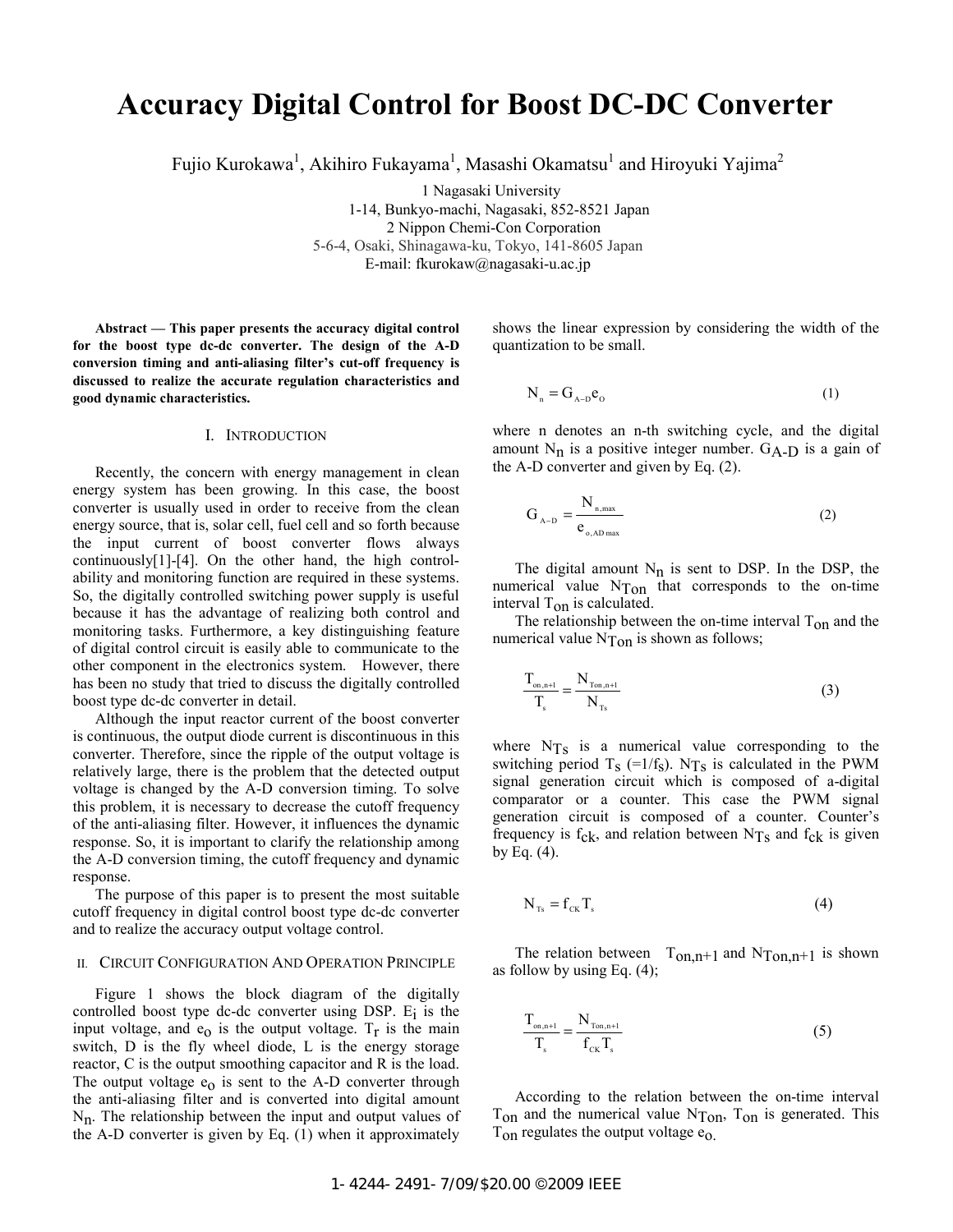# Accuracy Digital Control for Boost DC-DC Converter

Fujio Kurokawa[1], Akihiro Fukayama[1], Masashi Okamatsu[1] and Hiroyuki Yajima[2]

1 Nagasaki University
1-14, Bunkyo-machi, Nagasaki, 852-8521 Japan
2 Nippon Chemi-Con Corporation
5-6-4, Osaki, Shinagawa-ku, Tokyo, 141-8605 Japan
E-mail: fkurokaw@nagasaki-u.ac.jp

***Abstract* — This paper presents the accuracy digital control for the boost type dc-dc converter. The design of the A-D conversion timing and anti-aliasing filter's cut-off frequency is discussed to realize the accurate regulation characteristics and good dynamic characteristics.**

## I. Introduction

Recently, the concern with energy management in clean energy system has been growing. In this case, the boost converter is usually used in order to receive from the clean energy source, that is, solar cell, fuel cell and so forth because the input current of boost converter flows always continuously[1]-[4]. On the other hand, the high controlability and monitoring function are required in these systems. So, the digitally controlled switching power supply is useful because it has the advantage of realizing both control and monitoring tasks. Furthermore, a key distinguishing feature of digital control circuit is easily able to communicate to the other component in the electronics system. However, there has been no study that tried to discuss the digitally controlled boost type dc-dc converter in detail.

Although the input reactor current of the boost converter is continuous, the output diode current is discontinuous in this converter. Therefore, since the ripple of the output voltage is relatively large, there is the problem that the detected output voltage is changed by the A-D conversion timing. To solve this problem, it is necessary to decrease the cutoff frequency of the anti-aliasing filter. However, it influences the dynamic response. So, it is important to clarify the relationship among the A-D conversion timing, the cutoff frequency and dynamic response.

The purpose of this paper is to present the most suitable cutoff frequency in digital control boost type dc-dc converter and to realize the accuracy output voltage control.

## II. Circuit Configuration And Operation Principle

Figure 1 shows the block diagram of the digitally controlled boost type dc-dc converter using DSP. $E_i$ is the input voltage, and $e_o$ is the output voltage. $T_r$ is the main switch, D is the fly wheel diode, L is the energy storage reactor, C is the output smoothing capacitor and R is the load. The output voltage $e_o$ is sent to the A-D converter through the anti-aliasing filter and is converted into digital amount $N_n$. The relationship between the input and output values of the A-D converter is given by Eq. (1) when it approximately shows the linear expression by considering the width of the quantization to be small.

$$N_n = G_{A-D} e_O \tag{1}$$

where n denotes an n-th switching cycle, and the digital amount $N_n$ is a positive integer number. $G_{A-D}$ is a gain of the A-D converter and given by Eq. (2).

$$G_{A-D} = \frac{N_{n,max}}{e_{o,AD\,max}} \tag{2}$$

The digital amount $N_n$ is sent to DSP. In the DSP, the numerical value $N_{Ton}$ that corresponds to the on-time interval $T_{on}$ is calculated.

The relationship between the on-time interval $T_{on}$ and the numerical value $N_{Ton}$ is shown as follows;

$$\frac{T_{on,n+1}}{T_s} = \frac{N_{Ton,n+1}}{N_{Ts}} \tag{3}$$

where $N_{Ts}$ is a numerical value corresponding to the switching period $T_s$ (=$1/f_s$). $N_{Ts}$ is calculated in the PWM signal generation circuit which is composed of a-digital comparator or a counter. This case the PWM signal generation circuit is composed of a counter. Counter's frequency is $f_{ck}$, and relation between $N_{Ts}$ and $f_{ck}$ is given by Eq. (4).

$$N_{Ts} = f_{CK} T_s \tag{4}$$

The relation between $T_{on,n+1}$ and $N_{Ton,n+1}$ is shown as follow by using Eq. (4);

$$\frac{T_{on,n+1}}{T_s} = \frac{N_{Ton,n+1}}{f_{CK} T_s} \tag{5}$$

According to the relation between the on-time interval $T_{on}$ and the numerical value $N_{Ton}$, $T_{on}$ is generated. This $T_{on}$ regulates the output voltage $e_o$.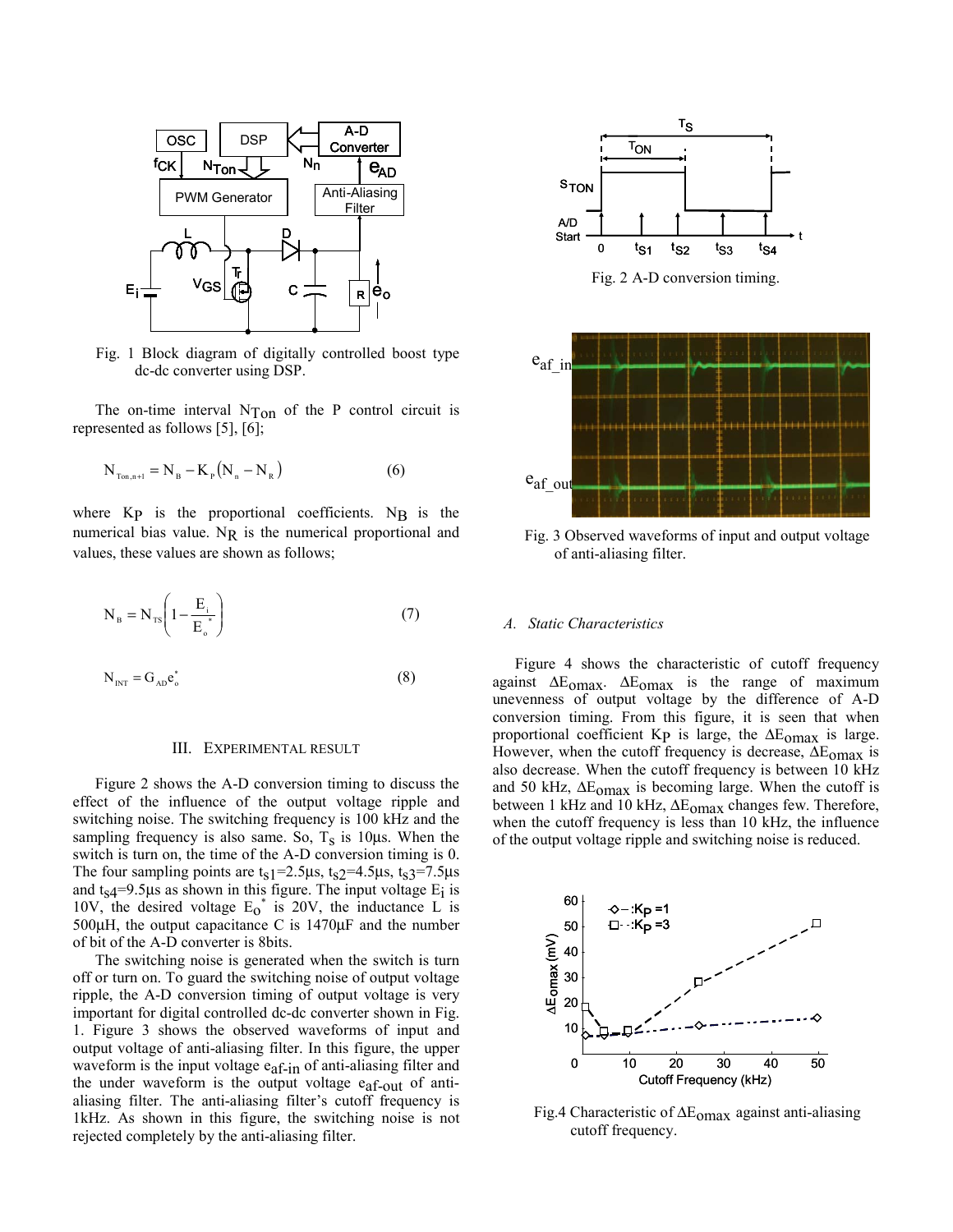Fig. 1 Block diagram of digitally controlled boost type dc-dc converter using DSP.

The on-time interval $N_{Ton}$ of the P control circuit is represented as follows [5], [6];

$$N_{Ton,n+1} = N_B - K_P\left(N_n - N_R\right) \quad (6)$$

where $K_P$ is the proportional coefficients. $N_B$ is the numerical bias value. $N_R$ is the numerical proportional and values, these values are shown as follows;

$$N_B = N_{TS}\left(1 - \frac{E_i}{E_o^*}\right) \quad (7)$$

$$N_{INT} = G_{AD} e_o^* \quad (8)$$

## III. Experimental Result

Figure 2 shows the A-D conversion timing to discuss the effect of the influence of the output voltage ripple and switching noise. The switching frequency is 100 kHz and the sampling frequency is also same. So, $T_S$ is 10µs. When the switch is turn on, the time of the A-D conversion timing is 0. The four sampling points are $t_{S1}$=2.5µs, $t_{S2}$=4.5µs, $t_{S3}$=7.5µs and $t_{S4}$=9.5µs as shown in this figure. The input voltage $E_i$ is 10V, the desired voltage $E_o^*$ is 20V, the inductance L is 500µH, the output capacitance C is 1470µF and the number of bit of the A-D converter is 8bits.

The switching noise is generated when the switch is turn off or turn on. To guard the switching noise of output voltage ripple, the A-D conversion timing of output voltage is very important for digital controlled dc-dc converter shown in Fig. 1. Figure 3 shows the observed waveforms of input and output voltage of anti-aliasing filter. In this figure, the upper waveform is the input voltage $e_{af\text{-}in}$ of anti-aliasing filter and the under waveform is the output voltage $e_{af\text{-}out}$ of anti-aliasing filter. The anti-aliasing filter's cutoff frequency is 1kHz. As shown in this figure, the switching noise is not rejected completely by the anti-aliasing filter.

Fig. 2 A-D conversion timing.

Fig. 3 Observed waveforms of input and output voltage of anti-aliasing filter.

### *A. Static Characteristics*

Figure 4 shows the characteristic of cutoff frequency against $\Delta E_{omax}$. $\Delta E_{omax}$ is the range of maximum unevenness of output voltage by the difference of A-D conversion timing. From this figure, it is seen that when proportional coefficient $K_P$ is large, the $\Delta E_{omax}$ is large. However, when the cutoff frequency is decrease, $\Delta E_{omax}$ is also decrease. When the cutoff frequency is between 10 kHz and 50 kHz, $\Delta E_{omax}$ is becoming large. When the cutoff is between 1 kHz and 10 kHz, $\Delta E_{omax}$ changes few. Therefore, when the cutoff frequency is less than 10 kHz, the influence of the output voltage ripple and switching noise is reduced.

Fig.4 Characteristic of $\Delta E_{omax}$ against anti-aliasing cutoff frequency.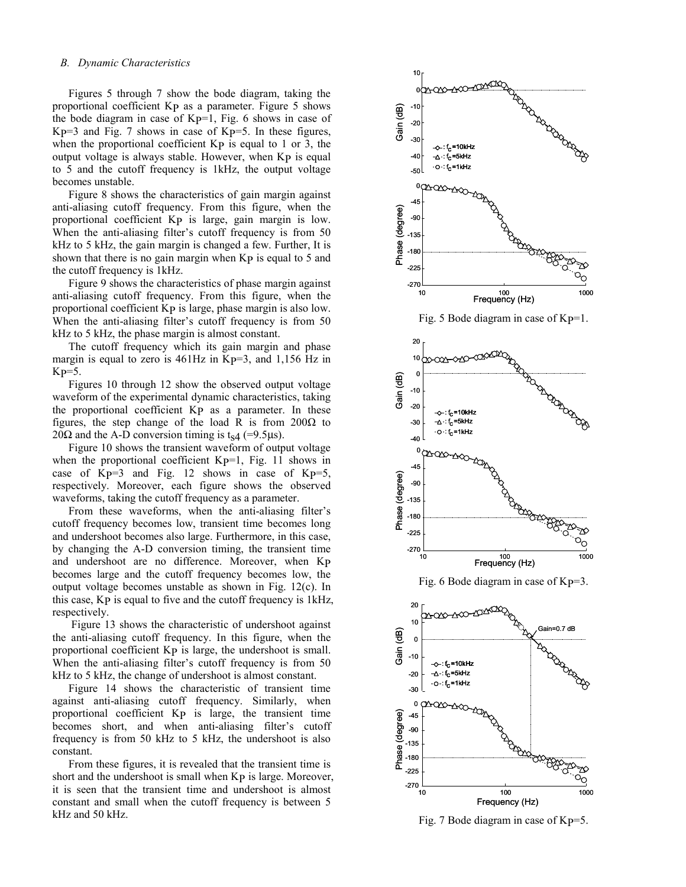### *B. Dynamic Characteristics*

Figures 5 through 7 show the bode diagram, taking the proportional coefficient Kp as a parameter. Figure 5 shows the bode diagram in case of Kp=1, Fig. 6 shows in case of Kp=3 and Fig. 7 shows in case of Kp=5. In these figures, when the proportional coefficient Kp is equal to 1 or 3, the output voltage is always stable. However, when Kp is equal to 5 and the cutoff frequency is 1kHz, the output voltage becomes unstable.

Figure 8 shows the characteristics of gain margin against anti-aliasing cutoff frequency. From this figure, when the proportional coefficient Kp is large, gain margin is low. When the anti-aliasing filter's cutoff frequency is from 50 kHz to 5 kHz, the gain margin is changed a few. Further, It is shown that there is no gain margin when Kp is equal to 5 and the cutoff frequency is 1kHz.

Figure 9 shows the characteristics of phase margin against anti-aliasing cutoff frequency. From this figure, when the proportional coefficient Kp is large, phase margin is also low. When the anti-aliasing filter's cutoff frequency is from 50 kHz to 5 kHz, the phase margin is almost constant.

The cutoff frequency which its gain margin and phase margin is equal to zero is 461Hz in Kp=3, and 1,156 Hz in Kp=5.

Figures 10 through 12 show the observed output voltage waveform of the experimental dynamic characteristics, taking the proportional coefficient Kp as a parameter. In these figures, the step change of the load R is from 200Ω to 20Ω and the A-D conversion timing is $t_{S4}$ (=9.5μs).

Figure 10 shows the transient waveform of output voltage when the proportional coefficient Kp=1, Fig. 11 shows in case of Kp=3 and Fig. 12 shows in case of Kp=5, respectively. Moreover, each figure shows the observed waveforms, taking the cutoff frequency as a parameter.

From these waveforms, when the anti-aliasing filter's cutoff frequency becomes low, transient time becomes long and undershoot becomes also large. Furthermore, in this case, by changing the A-D conversion timing, the transient time and undershoot are no difference. Moreover, when Kp becomes large and the cutoff frequency becomes low, the output voltage becomes unstable as shown in Fig. 12(c). In this case, Kp is equal to five and the cutoff frequency is 1kHz, respectively.

Figure 13 shows the characteristic of undershoot against the anti-aliasing cutoff frequency. In this figure, when the proportional coefficient Kp is large, the undershoot is small. When the anti-aliasing filter's cutoff frequency is from 50 kHz to 5 kHz, the change of undershoot is almost constant.

Figure 14 shows the characteristic of transient time against anti-aliasing cutoff frequency. Similarly, when proportional coefficient Kp is large, the transient time becomes short, and when anti-aliasing filter's cutoff frequency is from 50 kHz to 5 kHz, the undershoot is also constant.

From these figures, it is revealed that the transient time is short and the undershoot is small when Kp is large. Moreover, it is seen that the transient time and undershoot is almost constant and small when the cutoff frequency is between 5 kHz and 50 kHz.

Fig. 5 Bode diagram in case of Kp=1.

Fig. 6 Bode diagram in case of Kp=3.

Fig. 7 Bode diagram in case of Kp=5.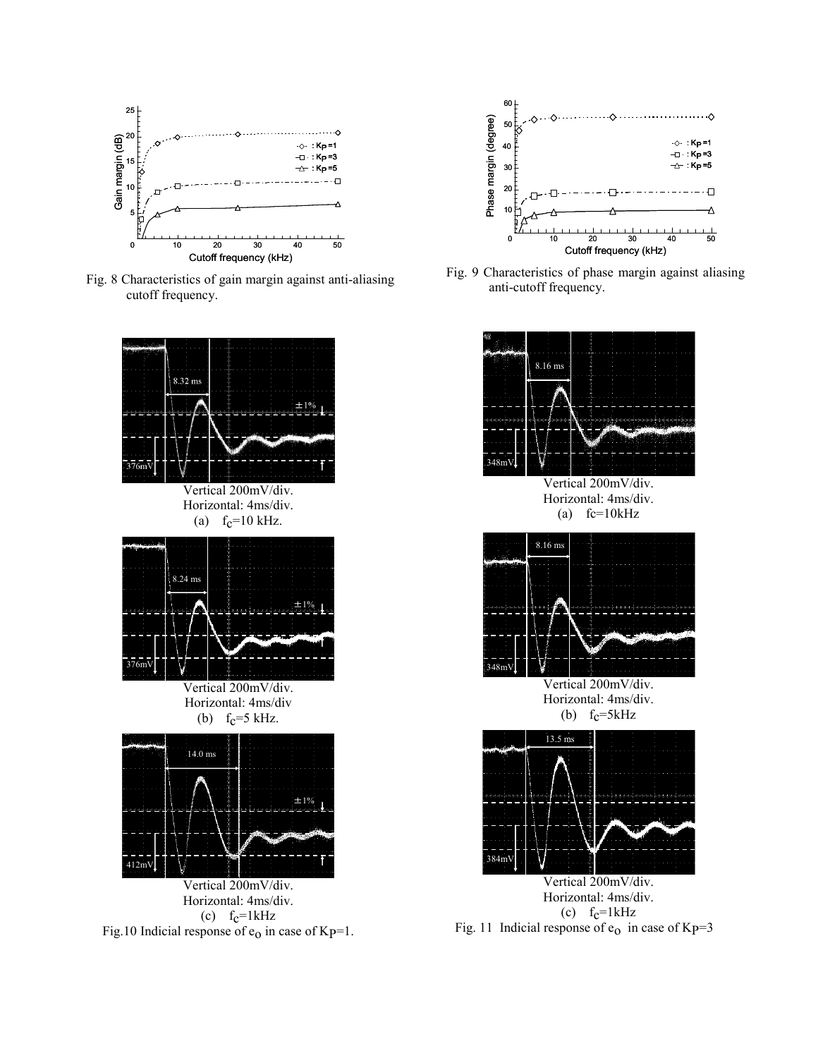Fig. 8 Characteristics of gain margin against anti-aliasing cutoff frequency.

Fig. 9 Characteristics of phase margin against aliasing anti-cutoff frequency.

Vertical 200mV/div.
Horizontal: 4ms/div.
(a) $f_c$=10 kHz.

Vertical 200mV/div.
Horizontal: 4ms/div
(b) $f_c$=5 kHz.

Vertical 200mV/div.
Horizontal: 4ms/div.
(c) $f_c$=1kHz

Fig.10 Indicial response of $e_o$ in case of Kp=1.

Vertical 200mV/div.
Horizontal: 4ms/div.
(a) fc=10kHz

Vertical 200mV/div.
Horizontal: 4ms/div.
(b) $f_c$=5kHz

Vertical 200mV/div.
Horizontal: 4ms/div.
(c) $f_c$=1kHz

Fig. 11 Indicial response of $e_o$ in case of Kp=3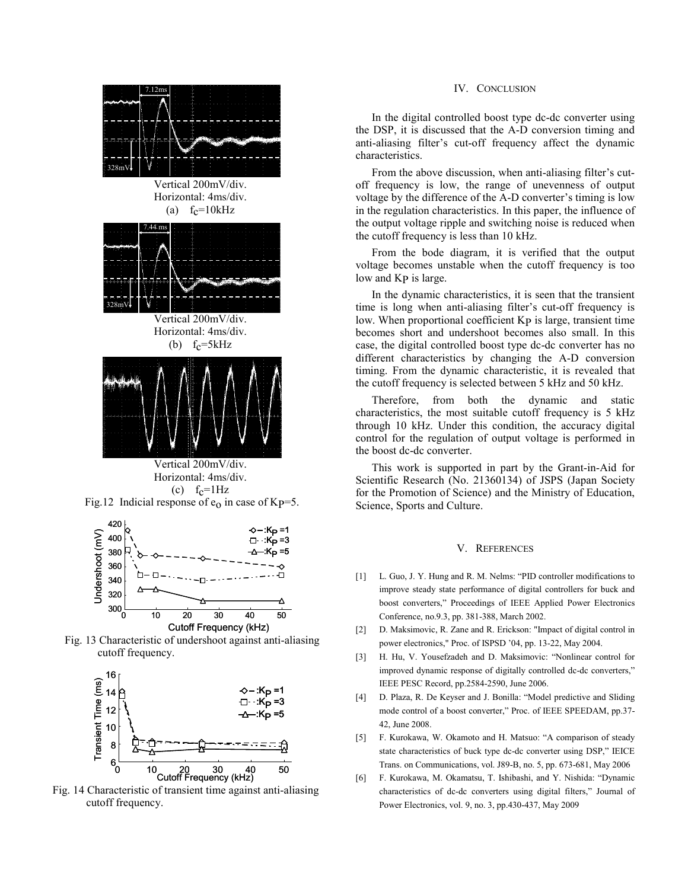7.12ms

328mV

Vertical 200mV/div.
Horizontal: 4ms/div.
(a) $f_C$=10kHz

7.44 ms

328mV

Vertical 200mV/div.
Horizontal: 4ms/div.
(b) $f_C$=5kHz

Vertical 200mV/div.
Horizontal: 4ms/div.
(c) $f_C$=1Hz

Fig.12 Indicial response of $e_O$ in case of Kp=5.

Undershoot (mV)
420
400
380
360
340
320
300
0 10 20 30 40 50
Cutoff Frequency (kHz)
:$K_P$ =1
:$K_P$ =3
:$K_P$ =5

Fig. 13 Characteristic of undershoot against anti-aliasing cutoff frequency.

Transient Time (ms)
16
14
12
10
8
6
0 10 20 30 40 50
Cutoff Frequency (kHz)
:$K_P$ =1
:$K_P$ =3
:$K_P$ =5

Fig. 14 Characteristic of transient time against anti-aliasing cutoff frequency.

## IV. CONCLUSION

In the digital controlled boost type dc-dc converter using the DSP, it is discussed that the A-D conversion timing and anti-aliasing filter's cut-off frequency affect the dynamic characteristics.

From the above discussion, when anti-aliasing filter's cut-off frequency is low, the range of unevenness of output voltage by the difference of the A-D converter's timing is low in the regulation characteristics. In this paper, the influence of the output voltage ripple and switching noise is reduced when the cutoff frequency is less than 10 kHz.

From the bode diagram, it is verified that the output voltage becomes unstable when the cutoff frequency is too low and $K_P$ is large.

In the dynamic characteristics, it is seen that the transient time is long when anti-aliasing filter's cut-off frequency is low. When proportional coefficient $K_P$ is large, transient time becomes short and undershoot becomes also small. In this case, the digital controlled boost type dc-dc converter has no different characteristics by changing the A-D conversion timing. From the dynamic characteristic, it is revealed that the cutoff frequency is selected between 5 kHz and 50 kHz.

Therefore, from both the dynamic and static characteristics, the most suitable cutoff frequency is 5 kHz through 10 kHz. Under this condition, the accuracy digital control for the regulation of output voltage is performed in the boost dc-dc converter.

This work is supported in part by the Grant-in-Aid for Scientific Research (No. 21360134) of JSPS (Japan Society for the Promotion of Science) and the Ministry of Education, Science, Sports and Culture.

## V. REFERENCES

[1] L. Guo, J. Y. Hung and R. M. Nelms: "PID controller modifications to improve steady state performance of digital controllers for buck and boost converters," Proceedings of IEEE Applied Power Electronics Conference, no.9.3, pp. 381-388, March 2002.

[2] D. Maksimovic, R. Zane and R. Erickson: "Impact of digital control in power electronics," Proc. of ISPSD '04, pp. 13-22, May 2004.

[3] H. Hu, V. Yousefzadeh and D. Maksimovic: "Nonlinear control for improved dynamic response of digitally controlled dc-dc converters," IEEE PESC Record, pp.2584-2590, June 2006.

[4] D. Plaza, R. De Keyser and J. Bonilla: "Model predictive and Sliding mode control of a boost converter," Proc. of IEEE SPEEDAM, pp.37-42, June 2008.

[5] F. Kurokawa, W. Okamoto and H. Matsuo: "A comparison of steady state characteristics of buck type dc-dc converter using DSP," IEICE Trans. on Communications, vol. J89-B, no. 5, pp. 673-681, May 2006

[6] F. Kurokawa, M. Okamatsu, T. Ishibashi, and Y. Nishida: "Dynamic characteristics of dc-dc converters using digital filters," Journal of Power Electronics, vol. 9, no. 3, pp.430-437, May 2009